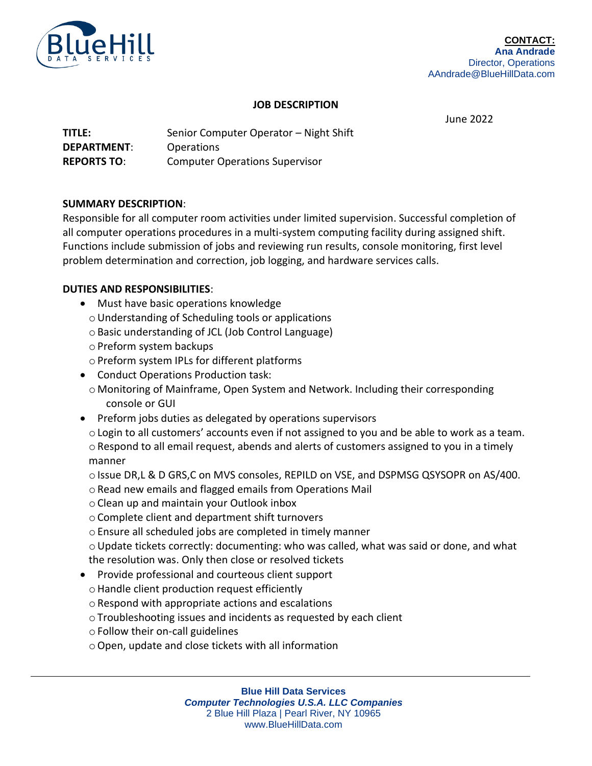**CONTACT:**
**Ana Andrade**
Director, Operations
AAndrade@BlueHillData.com

## JOB DESCRIPTION

June 2022

**TITLE:** Senior Computer Operator – Night Shift
**DEPARTMENT**: Operations
**REPORTS TO**: Computer Operations Supervisor

**SUMMARY DESCRIPTION**:
Responsible for all computer room activities under limited supervision. Successful completion of all computer operations procedures in a multi-system computing facility during assigned shift. Functions include submission of jobs and reviewing run results, console monitoring, first level problem determination and correction, job logging, and hardware services calls.

**DUTIES AND RESPONSIBILITIES**:

- Must have basic operations knowledge
  - Understanding of Scheduling tools or applications
  - Basic understanding of JCL (Job Control Language)
  - Preform system backups
  - Preform system IPLs for different platforms
- Conduct Operations Production task:
  - Monitoring of Mainframe, Open System and Network. Including their corresponding console or GUI
- Preform jobs duties as delegated by operations supervisors
  - Login to all customers' accounts even if not assigned to you and be able to work as a team.
  - Respond to all email request, abends and alerts of customers assigned to you in a timely manner
  - Issue DR,L & D GRS,C on MVS consoles, REPILD on VSE, and DSPMSG QSYSOPR on AS/400.
  - Read new emails and flagged emails from Operations Mail
  - Clean up and maintain your Outlook inbox
  - Complete client and department shift turnovers
  - Ensure all scheduled jobs are completed in timely manner
  - Update tickets correctly: documenting: who was called, what was said or done, and what the resolution was. Only then close or resolved tickets
- Provide professional and courteous client support
  - Handle client production request efficiently
  - Respond with appropriate actions and escalations
  - Troubleshooting issues and incidents as requested by each client
  - Follow their on-call guidelines
  - Open, update and close tickets with all information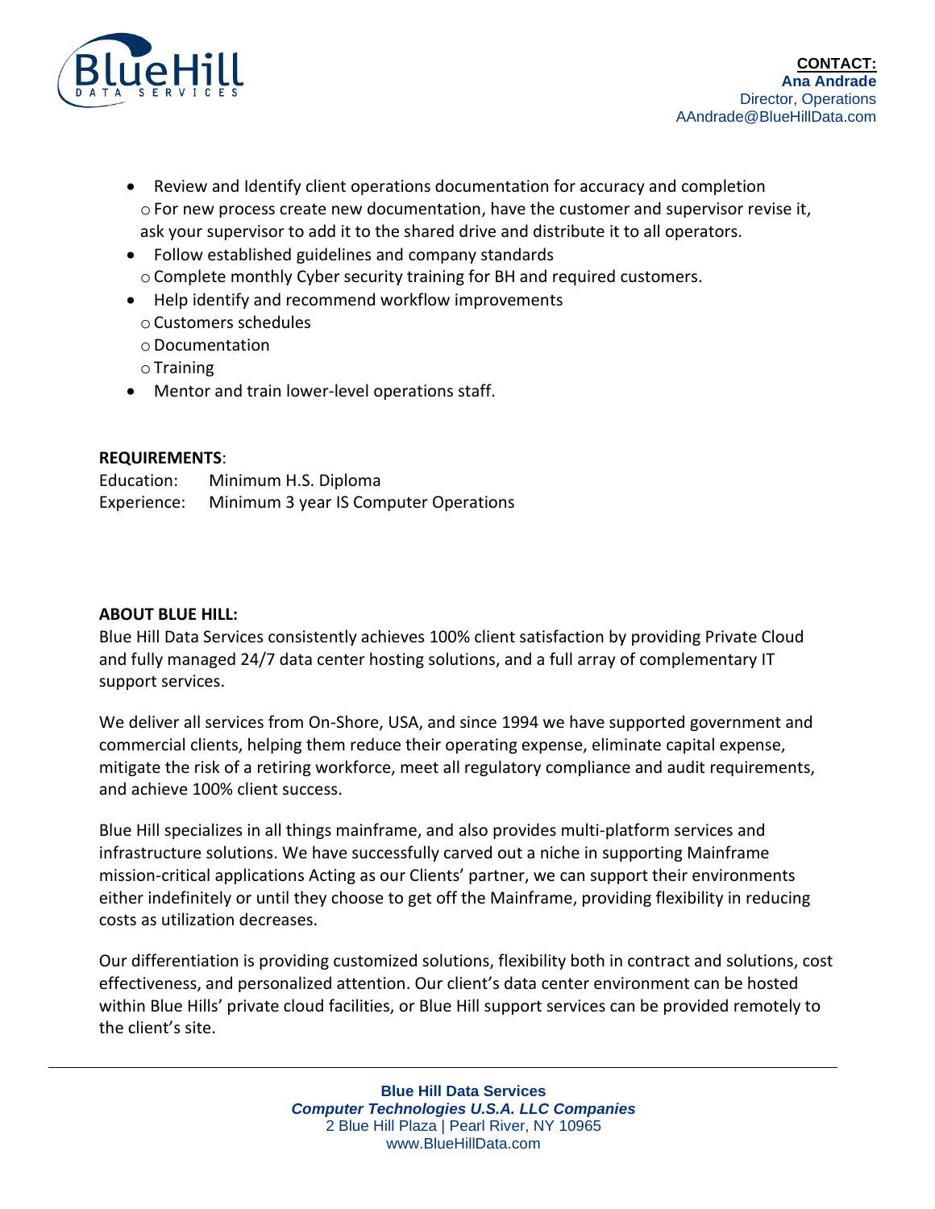- Review and Identify client operations documentation for accuracy and completion
  - For new process create new documentation, have the customer and supervisor revise it, ask your supervisor to add it to the shared drive and distribute it to all operators.
- Follow established guidelines and company standards
  - Complete monthly Cyber security training for BH and required customers.
- Help identify and recommend workflow improvements
  - Customers schedules
  - Documentation
  - Training
- Mentor and train lower-level operations staff.

**REQUIREMENTS**:

Education: Minimum H.S. Diploma
Experience: Minimum 3 year IS Computer Operations

**ABOUT BLUE HILL:**

Blue Hill Data Services consistently achieves 100% client satisfaction by providing Private Cloud and fully managed 24/7 data center hosting solutions, and a full array of complementary IT support services.

We deliver all services from On-Shore, USA, and since 1994 we have supported government and commercial clients, helping them reduce their operating expense, eliminate capital expense, mitigate the risk of a retiring workforce, meet all regulatory compliance and audit requirements, and achieve 100% client success.

Blue Hill specializes in all things mainframe, and also provides multi-platform services and infrastructure solutions. We have successfully carved out a niche in supporting Mainframe mission-critical applications Acting as our Clients' partner, we can support their environments either indefinitely or until they choose to get off the Mainframe, providing flexibility in reducing costs as utilization decreases.

Our differentiation is providing customized solutions, flexibility both in contract and solutions, cost effectiveness, and personalized attention. Our client's data center environment can be hosted within Blue Hills' private cloud facilities, or Blue Hill support services can be provided remotely to the client's site.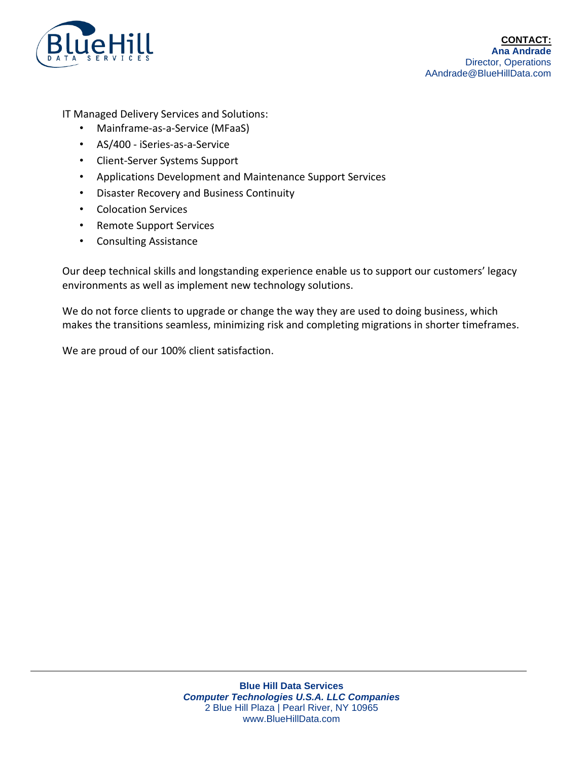**CONTACT:**
**Ana Andrade**
Director, Operations
AAndrade@BlueHillData.com

IT Managed Delivery Services and Solutions:

- Mainframe-as-a-Service (MFaaS)
- AS/400 - iSeries-as-a-Service
- Client-Server Systems Support
- Applications Development and Maintenance Support Services
- Disaster Recovery and Business Continuity
- Colocation Services
- Remote Support Services
- Consulting Assistance

Our deep technical skills and longstanding experience enable us to support our customers' legacy environments as well as implement new technology solutions.

We do not force clients to upgrade or change the way they are used to doing business, which makes the transitions seamless, minimizing risk and completing migrations in shorter timeframes.

We are proud of our 100% client satisfaction.